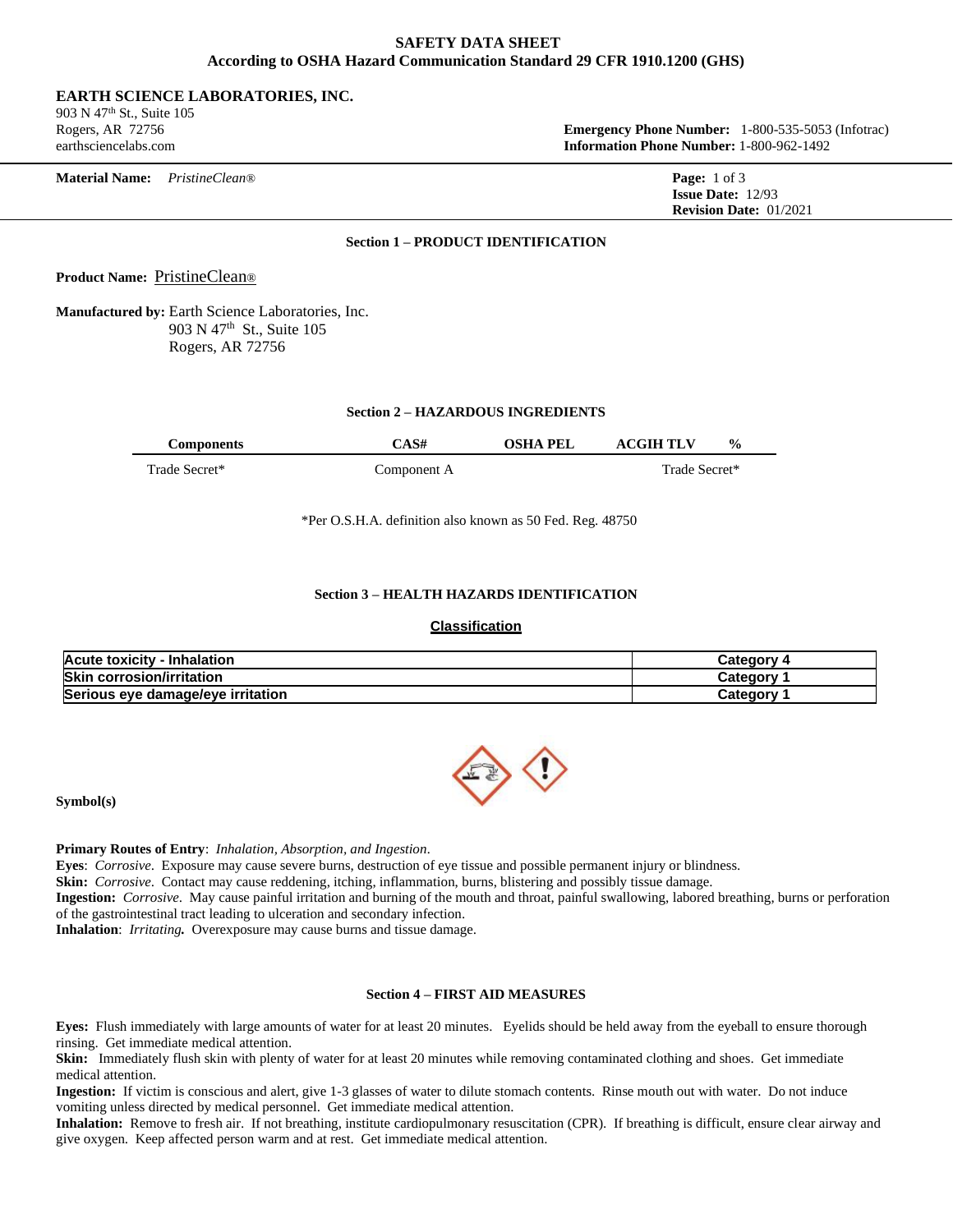# SAFETY DATA SHEET
## According to OSHA Hazard Communication Standard 29 CFR 1910.1200 (GHS)

**EARTH SCIENCE LABORATORIES, INC.**
903 N 47th St., Suite 105
Rogers, AR 72756
earthsciencelabs.com

**Emergency Phone Number:** 1-800-535-5053 (Infotrac)
**Information Phone Number:** 1-800-962-1492

**Material Name:** *PristineClean®*

**Issue Date:** 12/93
**Revision Date:** 01/2021

### Section 1 – PRODUCT IDENTIFICATION

**Product Name:** PristineClean®

**Manufactured by:** Earth Science Laboratories, Inc.
903 N 47th St., Suite 105
Rogers, AR 72756

### Section 2 – HAZARDOUS INGREDIENTS

| Components | CAS# | OSHA PEL | ACGIH TLV | % |
|---|---|---|---|---|
| Trade Secret* | Component A | | | Trade Secret* |

*Per O.S.H.A. definition also known as 50 Fed. Reg. 48750

### Section 3 – HEALTH HAZARDS IDENTIFICATION

**Classification**

| | |
|---|---|
| **Acute toxicity - Inhalation** | **Category 4** |
| **Skin corrosion/irritation** | **Category 1** |
| **Serious eye damage/eye irritation** | **Category 1** |

**Symbol(s)**

**Primary Routes of Entry**: *Inhalation, Absorption, and Ingestion*.
**Eyes**: *Corrosive*. Exposure may cause severe burns, destruction of eye tissue and possible permanent injury or blindness.
**Skin:** *Corrosive*. Contact may cause reddening, itching, inflammation, burns, blistering and possibly tissue damage.
**Ingestion:** *Corrosive*. May cause painful irritation and burning of the mouth and throat, painful swallowing, labored breathing, burns or perforation of the gastrointestinal tract leading to ulceration and secondary infection.
**Inhalation**: *Irritating.* Overexposure may cause burns and tissue damage.

### Section 4 – FIRST AID MEASURES

**Eyes:** Flush immediately with large amounts of water for at least 20 minutes. Eyelids should be held away from the eyeball to ensure thorough rinsing. Get immediate medical attention.
**Skin:** Immediately flush skin with plenty of water for at least 20 minutes while removing contaminated clothing and shoes. Get immediate medical attention.
**Ingestion:** If victim is conscious and alert, give 1-3 glasses of water to dilute stomach contents. Rinse mouth out with water. Do not induce vomiting unless directed by medical personnel. Get immediate medical attention.
**Inhalation:** Remove to fresh air. If not breathing, institute cardiopulmonary resuscitation (CPR). If breathing is difficult, ensure clear airway and give oxygen. Keep affected person warm and at rest. Get immediate medical attention.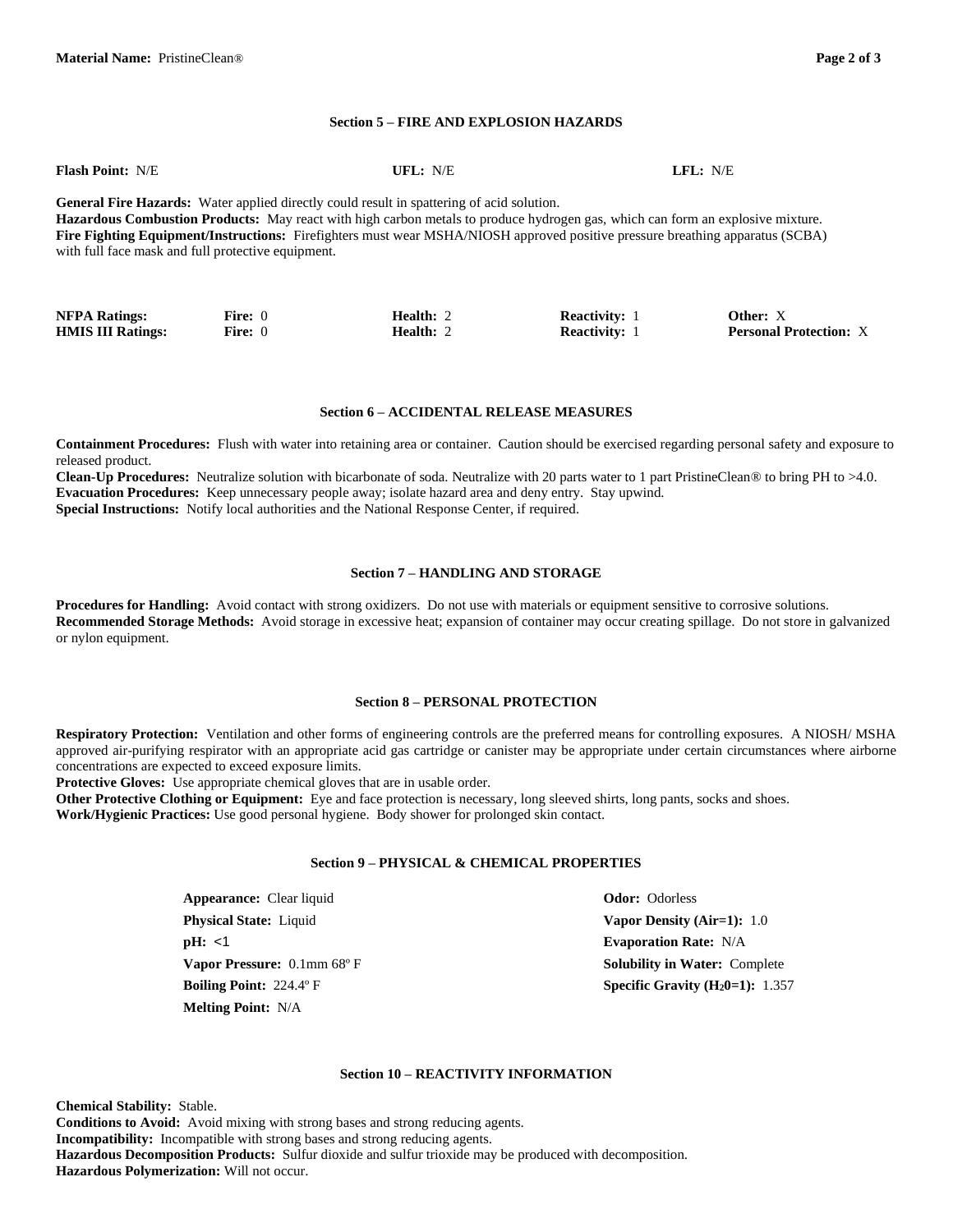## Section 5 – FIRE AND EXPLOSION HAZARDS

**Flash Point:** N/E **UFL:** N/E **LFL:** N/E

**General Fire Hazards:** Water applied directly could result in spattering of acid solution.
**Hazardous Combustion Products:** May react with high carbon metals to produce hydrogen gas, which can form an explosive mixture.
**Fire Fighting Equipment/Instructions:** Firefighters must wear MSHA/NIOSH approved positive pressure breathing apparatus (SCBA) with full face mask and full protective equipment.

| | | | | |
|---|---|---|---|---|
| **NFPA Ratings:** | **Fire:** 0 | **Health:** 2 | **Reactivity:** 1 | **Other:** X |
| **HMIS III Ratings:** | **Fire:** 0 | **Health:** 2 | **Reactivity:** 1 | **Personal Protection:** X |

## Section 6 – ACCIDENTAL RELEASE MEASURES

**Containment Procedures:** Flush with water into retaining area or container. Caution should be exercised regarding personal safety and exposure to released product.
**Clean-Up Procedures:** Neutralize solution with bicarbonate of soda. Neutralize with 20 parts water to 1 part PristineClean® to bring PH to >4.0.
**Evacuation Procedures:** Keep unnecessary people away; isolate hazard area and deny entry. Stay upwind.
**Special Instructions:** Notify local authorities and the National Response Center, if required.

## Section 7 – HANDLING AND STORAGE

**Procedures for Handling:** Avoid contact with strong oxidizers. Do not use with materials or equipment sensitive to corrosive solutions.
**Recommended Storage Methods:** Avoid storage in excessive heat; expansion of container may occur creating spillage. Do not store in galvanized or nylon equipment.

## Section 8 – PERSONAL PROTECTION

**Respiratory Protection:** Ventilation and other forms of engineering controls are the preferred means for controlling exposures. A NIOSH/ MSHA approved air-purifying respirator with an appropriate acid gas cartridge or canister may be appropriate under certain circumstances where airborne concentrations are expected to exceed exposure limits.
**Protective Gloves:** Use appropriate chemical gloves that are in usable order.
**Other Protective Clothing or Equipment:** Eye and face protection is necessary, long sleeved shirts, long pants, socks and shoes.
**Work/Hygienic Practices:** Use good personal hygiene. Body shower for prolonged skin contact.

## Section 9 – PHYSICAL & CHEMICAL PROPERTIES

| | |
|---|---|
| **Appearance:** Clear liquid | **Odor:** Odorless |
| **Physical State:** Liquid | **Vapor Density (Air=1):** 1.0 |
| **pH:** <1 | **Evaporation Rate:** N/A |
| **Vapor Pressure:** 0.1mm 68º F | **Solubility in Water:** Complete |
| **Boiling Point:** 224.4º F | **Specific Gravity ($H_20$=1):** 1.357 |
| **Melting Point:** N/A | |

## Section 10 – REACTIVITY INFORMATION

**Chemical Stability:** Stable.
**Conditions to Avoid:** Avoid mixing with strong bases and strong reducing agents.
**Incompatibility:** Incompatible with strong bases and strong reducing agents.
**Hazardous Decomposition Products:** Sulfur dioxide and sulfur trioxide may be produced with decomposition.
**Hazardous Polymerization:** Will not occur.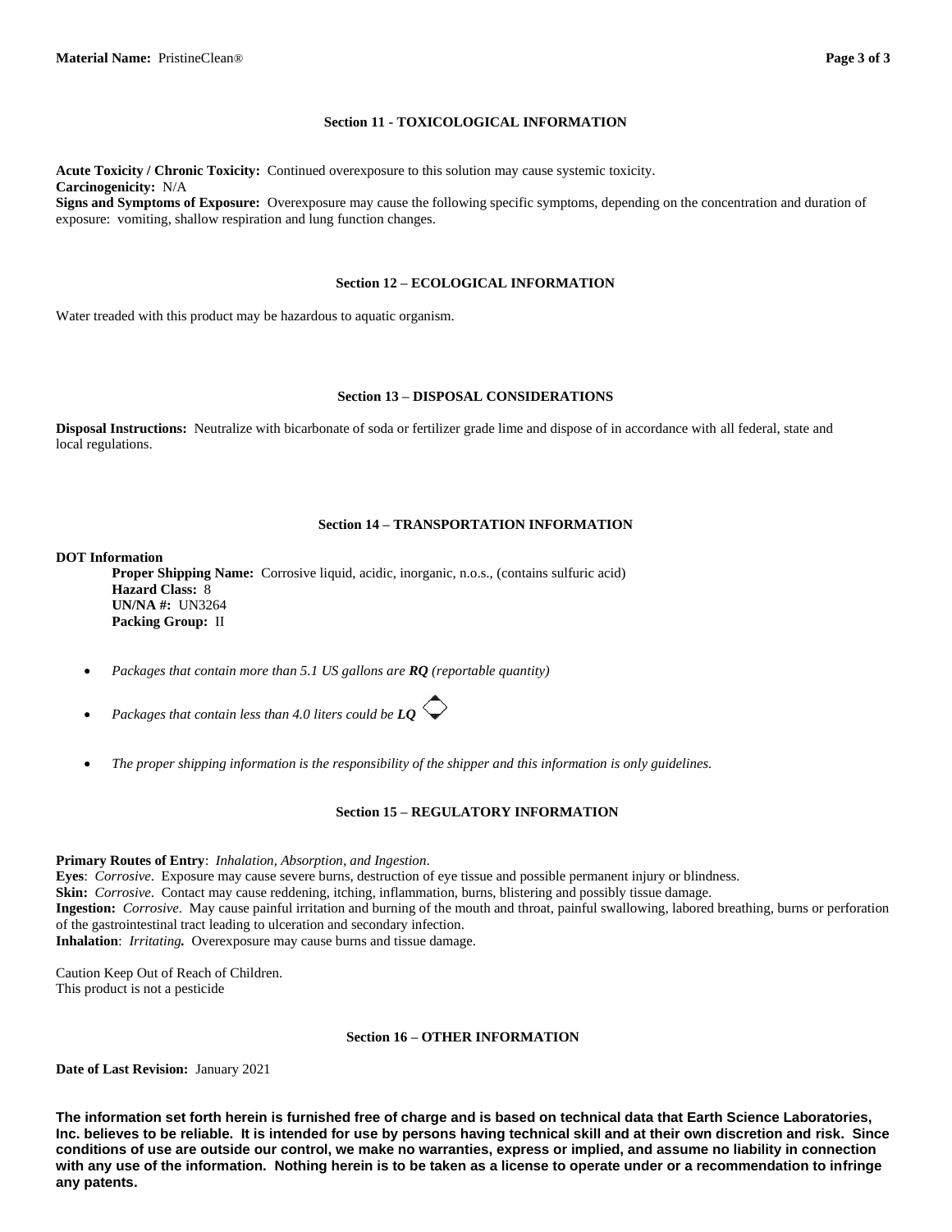## Section 11 - TOXICOLOGICAL INFORMATION

**Acute Toxicity / Chronic Toxicity:** Continued overexposure to this solution may cause systemic toxicity.
**Carcinogenicity:** N/A
**Signs and Symptoms of Exposure:** Overexposure may cause the following specific symptoms, depending on the concentration and duration of exposure: vomiting, shallow respiration and lung function changes.

## Section 12 – ECOLOGICAL INFORMATION

Water treaded with this product may be hazardous to aquatic organism.

## Section 13 – DISPOSAL CONSIDERATIONS

**Disposal Instructions:** Neutralize with bicarbonate of soda or fertilizer grade lime and dispose of in accordance with all federal, state and local regulations.

## Section 14 – TRANSPORTATION INFORMATION

**DOT Information**

**Proper Shipping Name:** Corrosive liquid, acidic, inorganic, n.o.s., (contains sulfuric acid)
**Hazard Class:** 8
**UN/NA #:** UN3264
**Packing Group:** II

- *Packages that contain more than 5.1 US gallons are **RQ** (reportable quantity)*
- *Packages that contain less than 4.0 liters could be **LQ***
- *The proper shipping information is the responsibility of the shipper and this information is only guidelines.*

## Section 15 – REGULATORY INFORMATION

**Primary Routes of Entry**: *Inhalation, Absorption, and Ingestion*.
**Eyes**: *Corrosive*. Exposure may cause severe burns, destruction of eye tissue and possible permanent injury or blindness.
**Skin:** *Corrosive*. Contact may cause reddening, itching, inflammation, burns, blistering and possibly tissue damage.
**Ingestion:** *Corrosive*. May cause painful irritation and burning of the mouth and throat, painful swallowing, labored breathing, burns or perforation of the gastrointestinal tract leading to ulceration and secondary infection.
**Inhalation**: *Irritating.* Overexposure may cause burns and tissue damage.

Caution Keep Out of Reach of Children.
This product is not a pesticide

## Section 16 – OTHER INFORMATION

**Date of Last Revision:** January 2021

**The information set forth herein is furnished free of charge and is based on technical data that Earth Science Laboratories, Inc. believes to be reliable. It is intended for use by persons having technical skill and at their own discretion and risk. Since conditions of use are outside our control, we make no warranties, express or implied, and assume no liability in connection with any use of the information. Nothing herein is to be taken as a license to operate under or a recommendation to infringe any patents.**